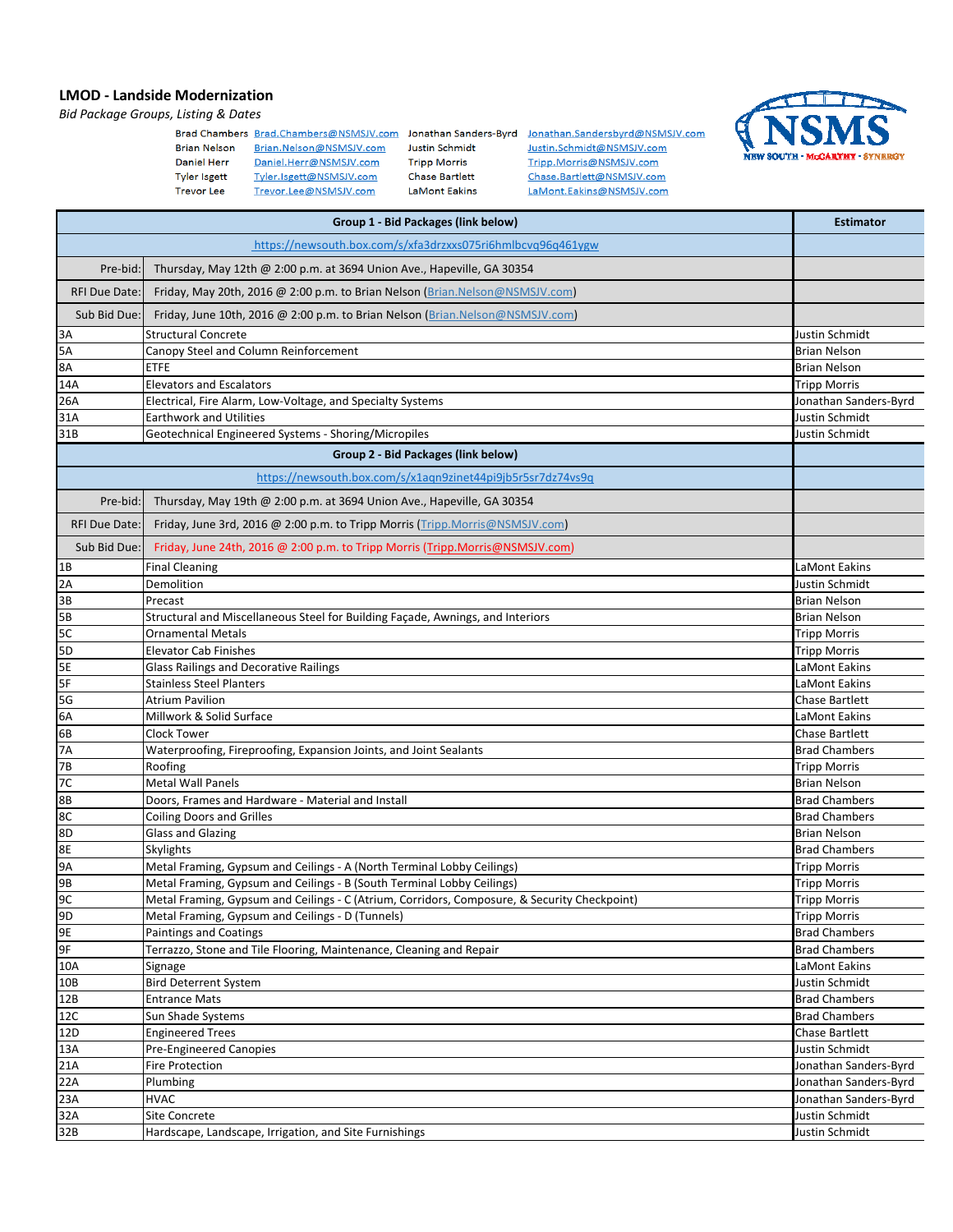## LMOD - Landside Modernization

*Bid Package Groups, Listing & Dates*

| Name | Email | Name | Email |
|---|---|---|---|
| Brad Chambers | Brad.Chambers@NSMSJV.com | Jonathan Sanders-Byrd | Jonathan.Sandersbyrd@NSMSJV.com |
| Brian Nelson | Brian.Nelson@NSMSJV.com | Justin Schmidt | Justin.Schmidt@NSMSJV.com |
| Daniel Herr | Daniel.Herr@NSMSJV.com | Tripp Morris | Tripp.Morris@NSMSJV.com |
| Tyler Isgett | Tyler.Isgett@NSMSJV.com | Chase Bartlett | Chase.Bartlett@NSMSJV.com |
| Trevor Lee | Trevor.Lee@NSMSJV.com | LaMont Eakins | LaMont.Eakins@NSMSJV.com |

NSMS
NEW SOUTH - McCARTHY - SYNERGY

| | Group 1 - Bid Packages (link below) | Estimator |
|---|---|---|
| | https://newsouth.box.com/s/xfa3drzxxs075ri6hmlbcvq96q461ygw | |
| Pre-bid: | Thursday, May 12th @ 2:00 p.m. at 3694 Union Ave., Hapeville, GA 30354 | |
| RFI Due Date: | Friday, May 20th, 2016 @ 2:00 p.m. to Brian Nelson (Brian.Nelson@NSMSJV.com) | |
| Sub Bid Due: | Friday, June 10th, 2016 @ 2:00 p.m. to Brian Nelson (Brian.Nelson@NSMSJV.com) | |
| 3A | Structural Concrete | Justin Schmidt |
| 5A | Canopy Steel and Column Reinforcement | Brian Nelson |
| 8A | ETFE | Brian Nelson |
| 14A | Elevators and Escalators | Tripp Morris |
| 26A | Electrical, Fire Alarm, Low-Voltage, and Specialty Systems | Jonathan Sanders-Byrd |
| 31A | Earthwork and Utilities | Justin Schmidt |
| 31B | Geotechnical Engineered Systems - Shoring/Micropiles | Justin Schmidt |
| | **Group 2 - Bid Packages (link below)** | |
| | https://newsouth.box.com/s/x1aqn9zinet44pi9jb5r5sr7dz74vs9q | |
| Pre-bid: | Thursday, May 19th @ 2:00 p.m. at 3694 Union Ave., Hapeville, GA 30354 | |
| RFI Due Date: | Friday, June 3rd, 2016 @ 2:00 p.m. to Tripp Morris (Tripp.Morris@NSMSJV.com) | |
| Sub Bid Due: | Friday, June 24th, 2016 @ 2:00 p.m. to Tripp Morris (Tripp.Morris@NSMSJV.com) | |
| 1B | Final Cleaning | LaMont Eakins |
| 2A | Demolition | Justin Schmidt |
| 3B | Precast | Brian Nelson |
| 5B | Structural and Miscellaneous Steel for Building Façade, Awnings, and Interiors | Brian Nelson |
| 5C | Ornamental Metals | Tripp Morris |
| 5D | Elevator Cab Finishes | Tripp Morris |
| 5E | Glass Railings and Decorative Railings | LaMont Eakins |
| 5F | Stainless Steel Planters | LaMont Eakins |
| 5G | Atrium Pavilion | Chase Bartlett |
| 6A | Millwork & Solid Surface | LaMont Eakins |
| 6B | Clock Tower | Chase Bartlett |
| 7A | Waterproofing, Fireproofing, Expansion Joints, and Joint Sealants | Brad Chambers |
| 7B | Roofing | Tripp Morris |
| 7C | Metal Wall Panels | Brian Nelson |
| 8B | Doors, Frames and Hardware - Material and Install | Brad Chambers |
| 8C | Coiling Doors and Grilles | Brad Chambers |
| 8D | Glass and Glazing | Brian Nelson |
| 8E | Skylights | Brad Chambers |
| 9A | Metal Framing, Gypsum and Ceilings - A (North Terminal Lobby Ceilings) | Tripp Morris |
| 9B | Metal Framing, Gypsum and Ceilings - B (South Terminal Lobby Ceilings) | Tripp Morris |
| 9C | Metal Framing, Gypsum and Ceilings - C (Atrium, Corridors, Composure, & Security Checkpoint) | Tripp Morris |
| 9D | Metal Framing, Gypsum and Ceilings - D (Tunnels) | Tripp Morris |
| 9E | Paintings and Coatings | Brad Chambers |
| 9F | Terrazzo, Stone and Tile Flooring, Maintenance, Cleaning and Repair | Brad Chambers |
| 10A | Signage | LaMont Eakins |
| 10B | Bird Deterrent System | Justin Schmidt |
| 12B | Entrance Mats | Brad Chambers |
| 12C | Sun Shade Systems | Brad Chambers |
| 12D | Engineered Trees | Chase Bartlett |
| 13A | Pre-Engineered Canopies | Justin Schmidt |
| 21A | Fire Protection | Jonathan Sanders-Byrd |
| 22A | Plumbing | Jonathan Sanders-Byrd |
| 23A | HVAC | Jonathan Sanders-Byrd |
| 32A | Site Concrete | Justin Schmidt |
| 32B | Hardscape, Landscape, Irrigation, and Site Furnishings | Justin Schmidt |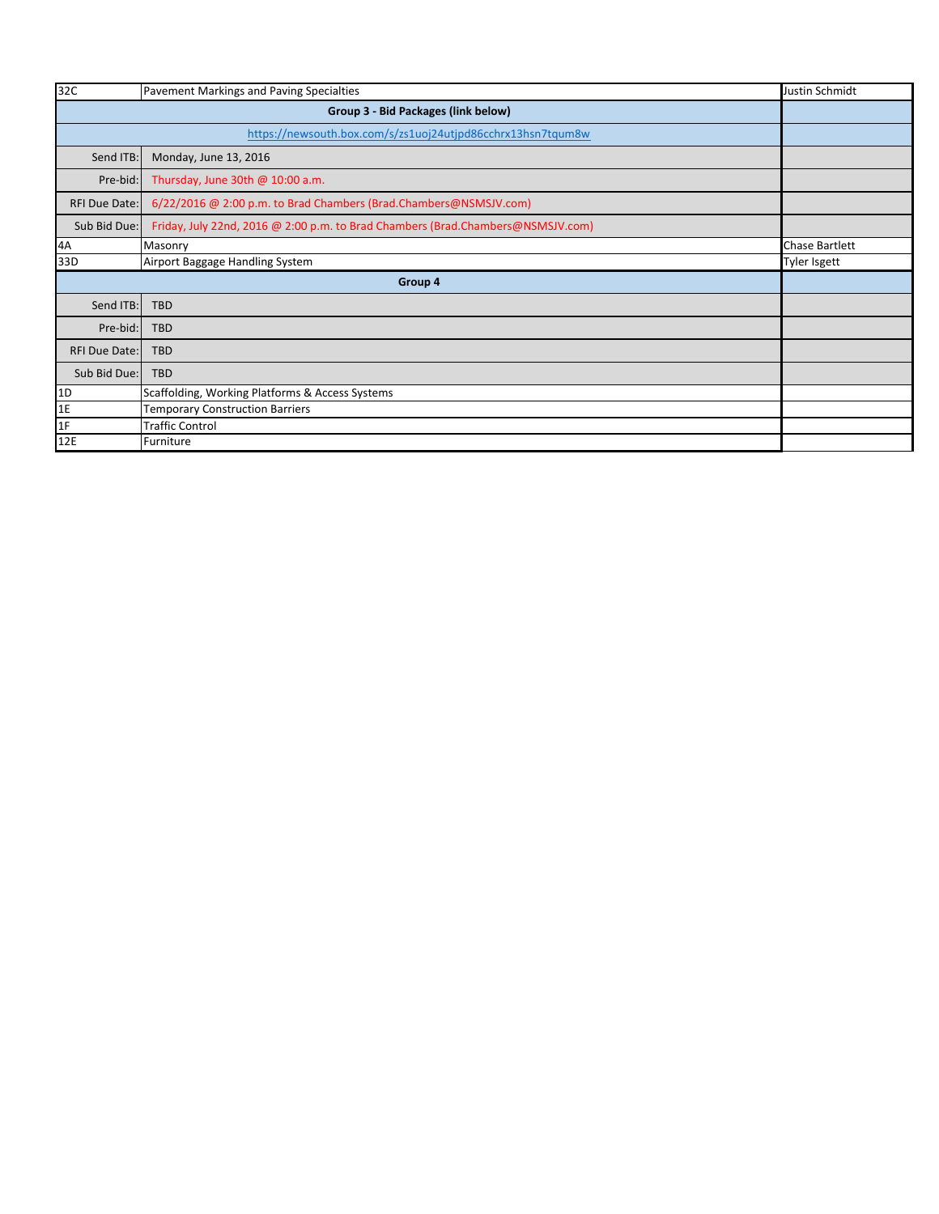| | | |
|---|---|---|
| 32C | Pavement Markings and Paving Specialties | Justin Schmidt |
| **Group 3 - Bid Packages (link below)** | | |
| https://newsouth.box.com/s/zs1uoj24utjpd86cchrx13hsn7tqum8w | | |
| Send ITB: | Monday, June 13, 2016 | |
| Pre-bid: | Thursday, June 30th @ 10:00 a.m. | |
| RFI Due Date: | 6/22/2016 @ 2:00 p.m. to Brad Chambers (Brad.Chambers@NSMSJV.com) | |
| Sub Bid Due: | Friday, July 22nd, 2016 @ 2:00 p.m. to Brad Chambers (Brad.Chambers@NSMSJV.com) | |
| 4A | Masonry | Chase Bartlett |
| 33D | Airport Baggage Handling System | Tyler Isgett |
| **Group 4** | | |
| Send ITB: | TBD | |
| Pre-bid: | TBD | |
| RFI Due Date: | TBD | |
| Sub Bid Due: | TBD | |
| 1D | Scaffolding, Working Platforms & Access Systems | |
| 1E | Temporary Construction Barriers | |
| 1F | Traffic Control | |
| 12E | Furniture | |